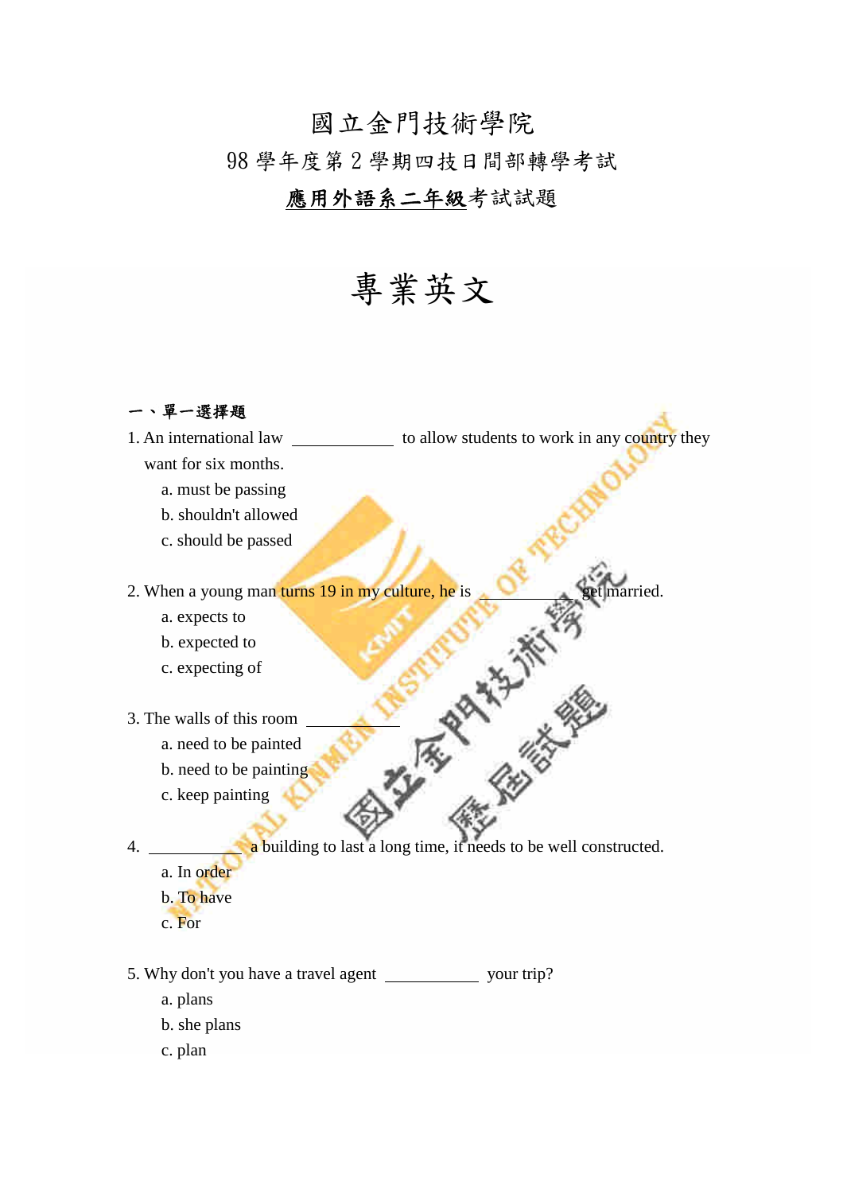# 國立金門技術學院

## 98 學年度第 2 學期四技日間部轉學考試

## 應用外語系二年級考試試題

# 專業英文

**一、單一選擇題**

1. An international law ____________ to allow students to work in any country they want for six months.
   a. must be passing
   b. shouldn't allowed
   c. should be passed

2. When a young man turns 19 in my culture, he is ___________ get married.
   a. expects to
   b. expected to
   c. expecting of

3. The walls of this room ___________
   a. need to be painted
   b. need to be painting
   c. keep painting

4. ___________ a building to last a long time, it needs to be well constructed.
   a. In order
   b. To have
   c. For

5. Why don't you have a travel agent ___________ your trip?
   a. plans
   b. she plans
   c. plan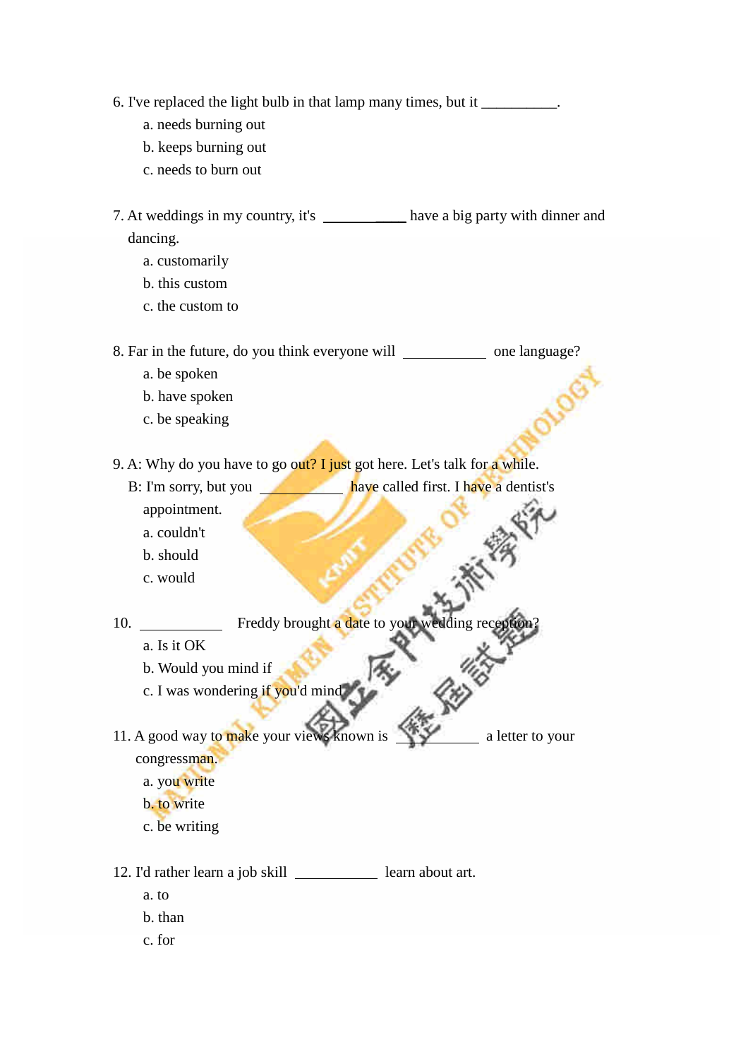6. I've replaced the light bulb in that lamp many times, but it ___________.

   a. needs burning out
   b. keeps burning out
   c. needs to burn out

7. At weddings in my country, it's ___________ have a big party with dinner and dancing.

   a. customarily
   b. this custom
   c. the custom to

8. Far in the future, do you think everyone will ___________ one language?

   a. be spoken
   b. have spoken
   c. be speaking

9. A: Why do you have to go out? I just got here. Let's talk for a while.

   B: I'm sorry, but you ___________ have called first. I have a dentist's appointment.

   a. couldn't
   b. should
   c. would

10. ___________ Freddy brought a date to your wedding reception?

   a. Is it OK
   b. Would you mind if
   c. I was wondering if you'd mind

11. A good way to make your views known is ___________ a letter to your congressman.

   a. you write
   b. to write
   c. be writing

12. I'd rather learn a job skill ___________ learn about art.

   a. to
   b. than
   c. for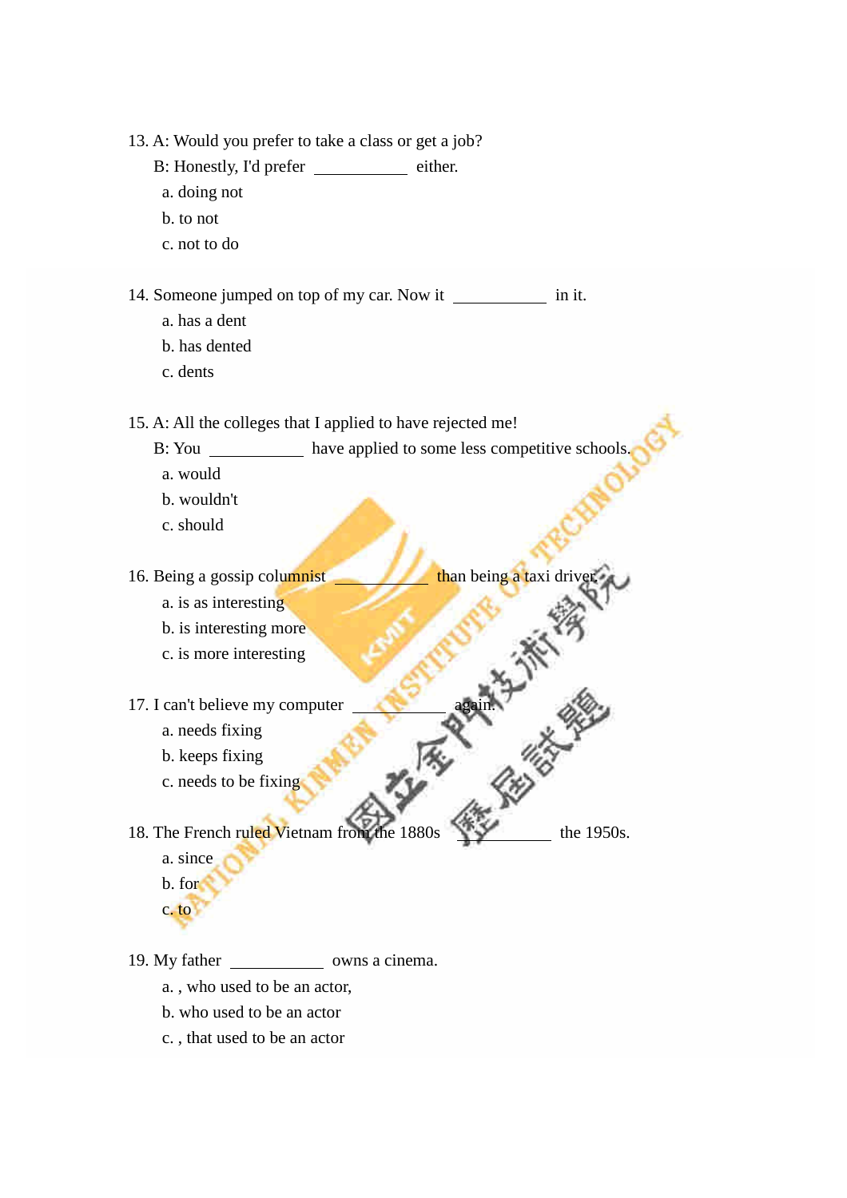13. A: Would you prefer to take a class or get a job?

    B: Honestly, I'd prefer ___________ either.

    a. doing not

    b. to not

    c. not to do

14. Someone jumped on top of my car. Now it ___________ in it.

    a. has a dent

    b. has dented

    c. dents

15. A: All the colleges that I applied to have rejected me!

    B: You ___________ have applied to some less competitive schools.

    a. would

    b. wouldn't

    c. should

16. Being a gossip columnist ___________ than being a taxi driver.

    a. is as interesting

    b. is interesting more

    c. is more interesting

17. I can't believe my computer ___________ again.

    a. needs fixing

    b. keeps fixing

    c. needs to be fixing

18. The French ruled Vietnam from the 1880s ___________ the 1950s.

    a. since

    b. for

    c. to

19. My father ___________ owns a cinema.

    a. , who used to be an actor,

    b. who used to be an actor

    c. , that used to be an actor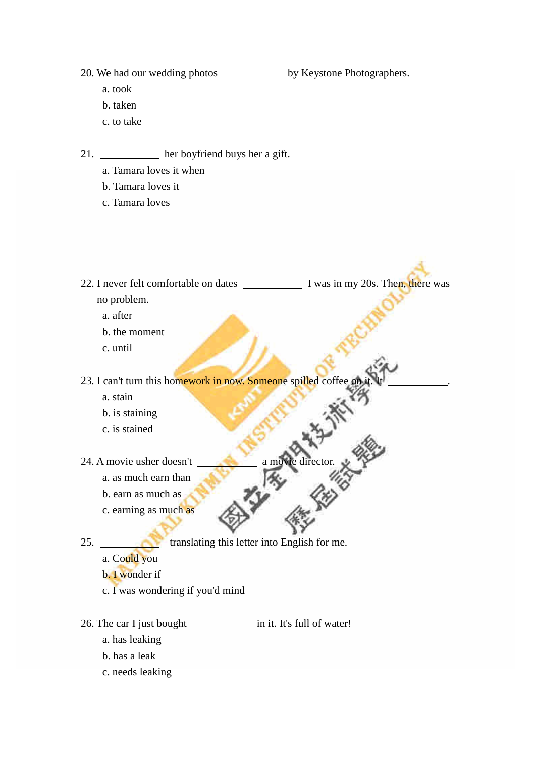20. We had our wedding photos ____________ by Keystone Photographers.

    a. took

    b. taken

    c. to take

21. ____________ her boyfriend buys her a gift.

    a. Tamara loves it when

    b. Tamara loves it

    c. Tamara loves

22. I never felt comfortable on dates ____________ I was in my 20s. Then, there was no problem.

    a. after

    b. the moment

    c. until

23. I can't turn this homework in now. Someone spilled coffee on it. It ____________.

    a. stain

    b. is staining

    c. is stained

24. A movie usher doesn't ____________ a movie director.

    a. as much earn than

    b. earn as much as

    c. earning as much as

25. ____________ translating this letter into English for me.

    a. Could you

    b. I wonder if

    c. I was wondering if you'd mind

26. The car I just bought ____________ in it. It's full of water!

    a. has leaking

    b. has a leak

    c. needs leaking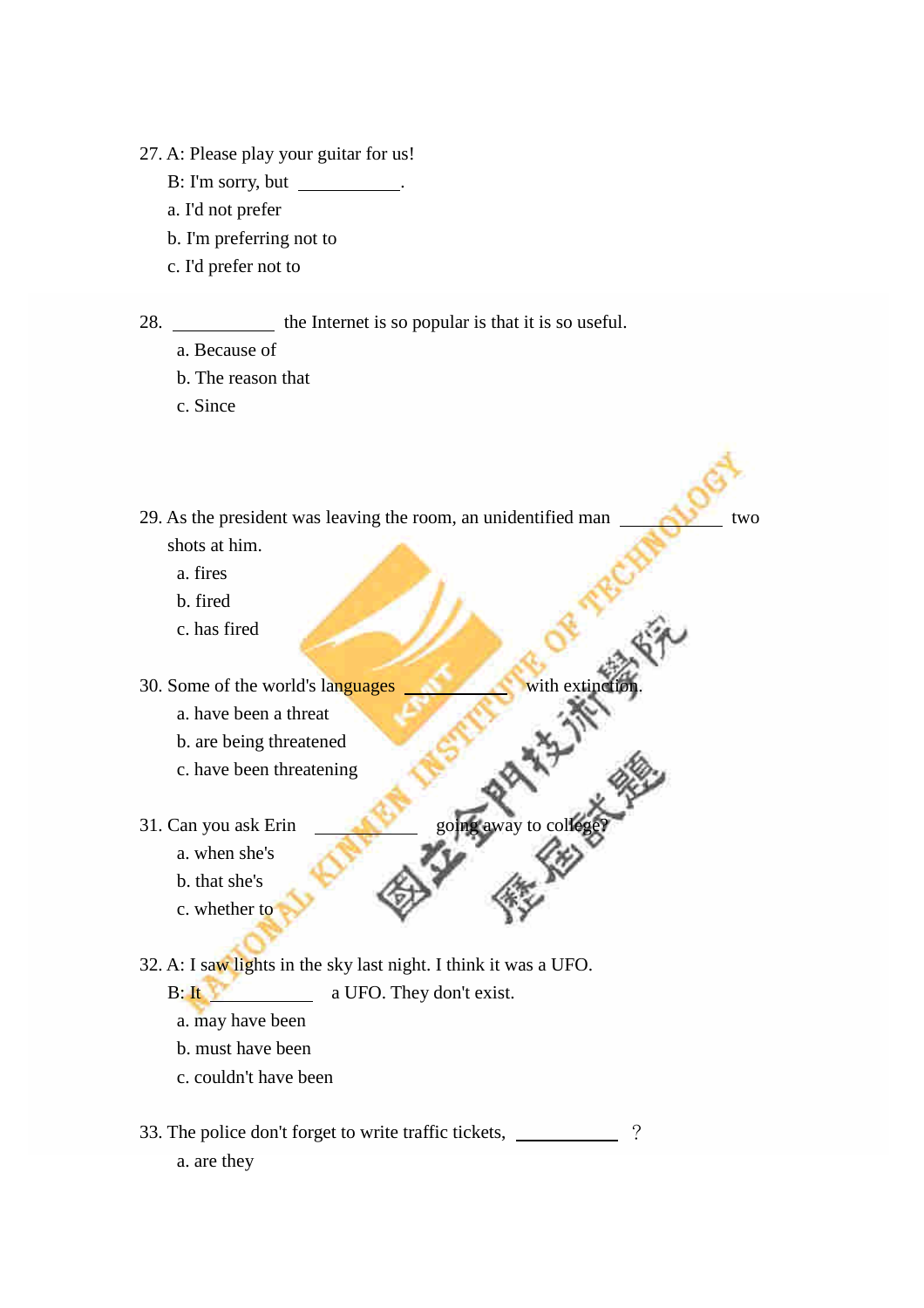27. A: Please play your guitar for us!

B: I'm sorry, but ___________.

a. I'd not prefer

b. I'm preferring not to

c. I'd prefer not to

28. ___________ the Internet is so popular is that it is so useful.

a. Because of

b. The reason that

c. Since

29. As the president was leaving the room, an unidentified man ___________ two shots at him.

a. fires

b. fired

c. has fired

30. Some of the world's languages ___________ with extinction.

a. have been a threat

b. are being threatened

c. have been threatening

31. Can you ask Erin ___________ going away to college?

a. when she's

b. that she's

c. whether to

32. A: I saw lights in the sky last night. I think it was a UFO.

B: It ___________ a UFO. They don't exist.

a. may have been

b. must have been

c. couldn't have been

33. The police don't forget to write traffic tickets, ___________ ?

a. are they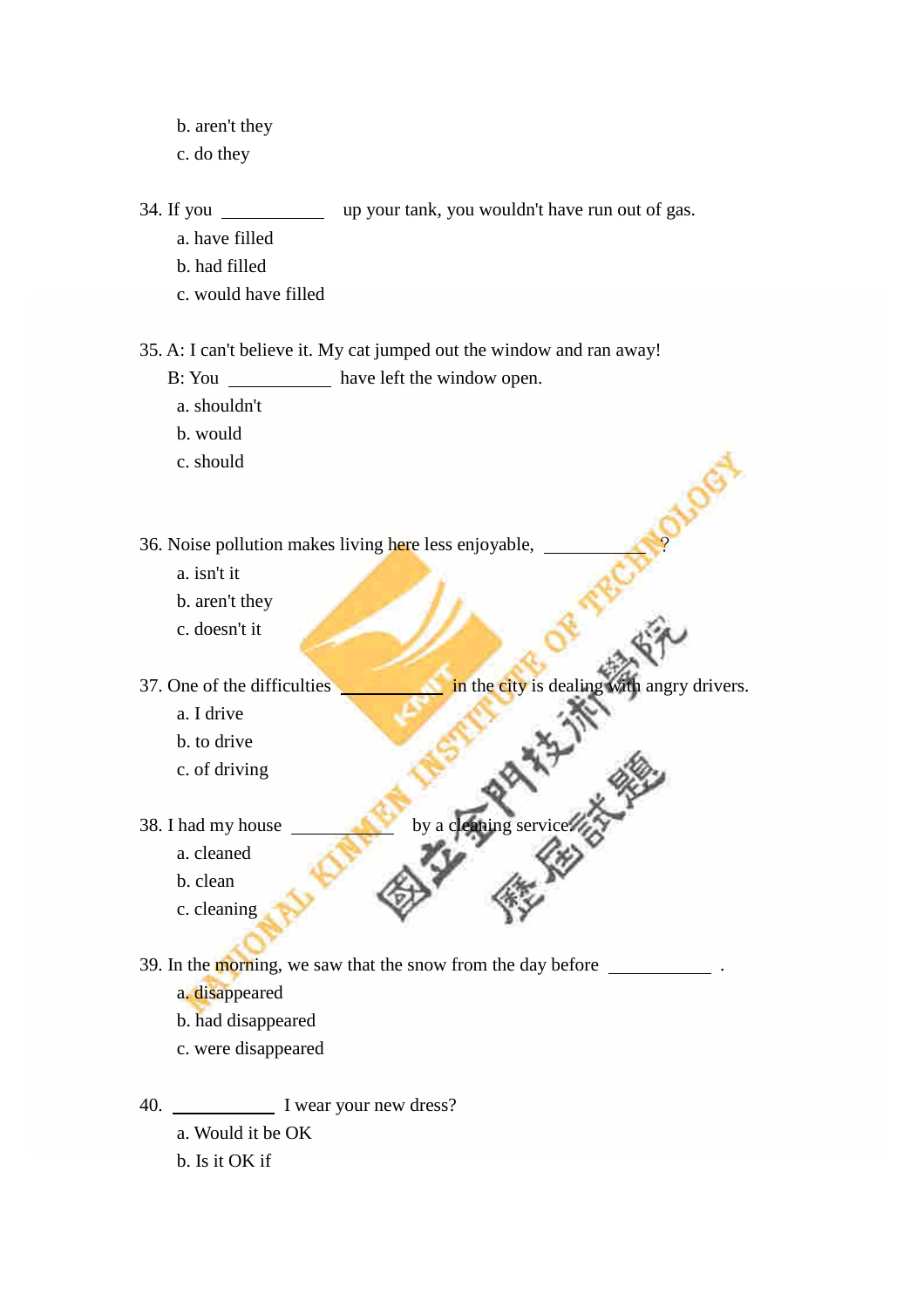b. aren't they
c. do they

34. If you ___________ up your tank, you wouldn't have run out of gas.
   a. have filled
   b. had filled
   c. would have filled

35. A: I can't believe it. My cat jumped out the window and ran away!
   B: You ___________ have left the window open.
   a. shouldn't
   b. would
   c. should

36. Noise pollution makes living here less enjoyable, ___________ ?
   a. isn't it
   b. aren't they
   c. doesn't it

37. One of the difficulties ___________ in the city is dealing with angry drivers.
   a. I drive
   b. to drive
   c. of driving

38. I had my house ___________ by a cleaning service.
   a. cleaned
   b. clean
   c. cleaning

39. In the morning, we saw that the snow from the day before ___________ .
   a. disappeared
   b. had disappeared
   c. were disappeared

40. ___________ I wear your new dress?
   a. Would it be OK
   b. Is it OK if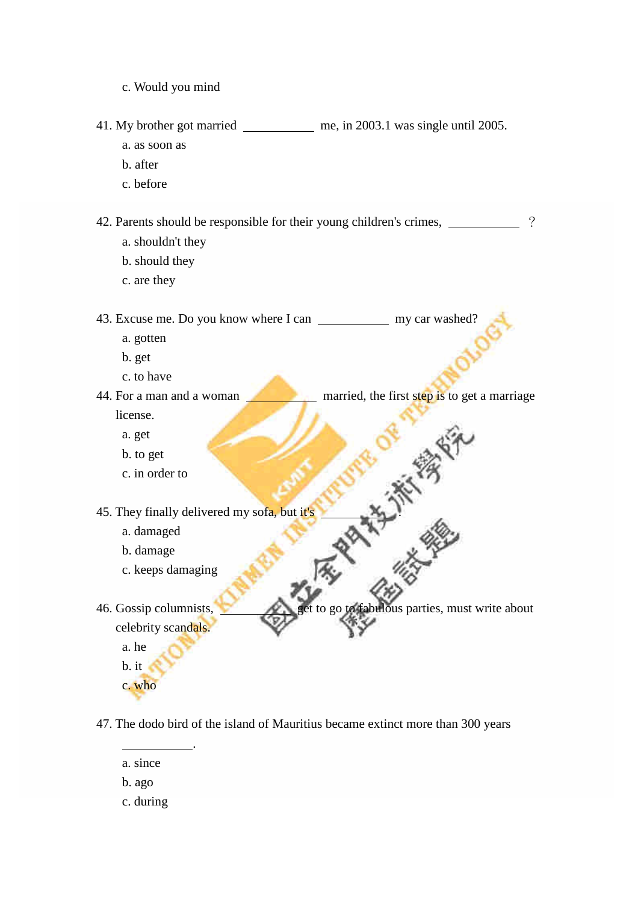c. Would you mind

41. My brother got married ___________ me, in 2003.1 was single until 2005.

a. as soon as

b. after

c. before

42. Parents should be responsible for their young children's crimes, ___________ ?

a. shouldn't they

b. should they

c. are they

43. Excuse me. Do you know where I can ___________ my car washed?

a. gotten

b. get

c. to have

44. For a man and a woman ___________ married, the first step is to get a marriage license.

a. get

b. to get

c. in order to

45. They finally delivered my sofa, but it's ___________.

a. damaged

b. damage

c. keeps damaging

46. Gossip columnists, ___________ get to go to fabulous parties, must write about celebrity scandals.

a. he

b. it

c. who

47. The dodo bird of the island of Mauritius became extinct more than 300 years ___________.

a. since

b. ago

c. during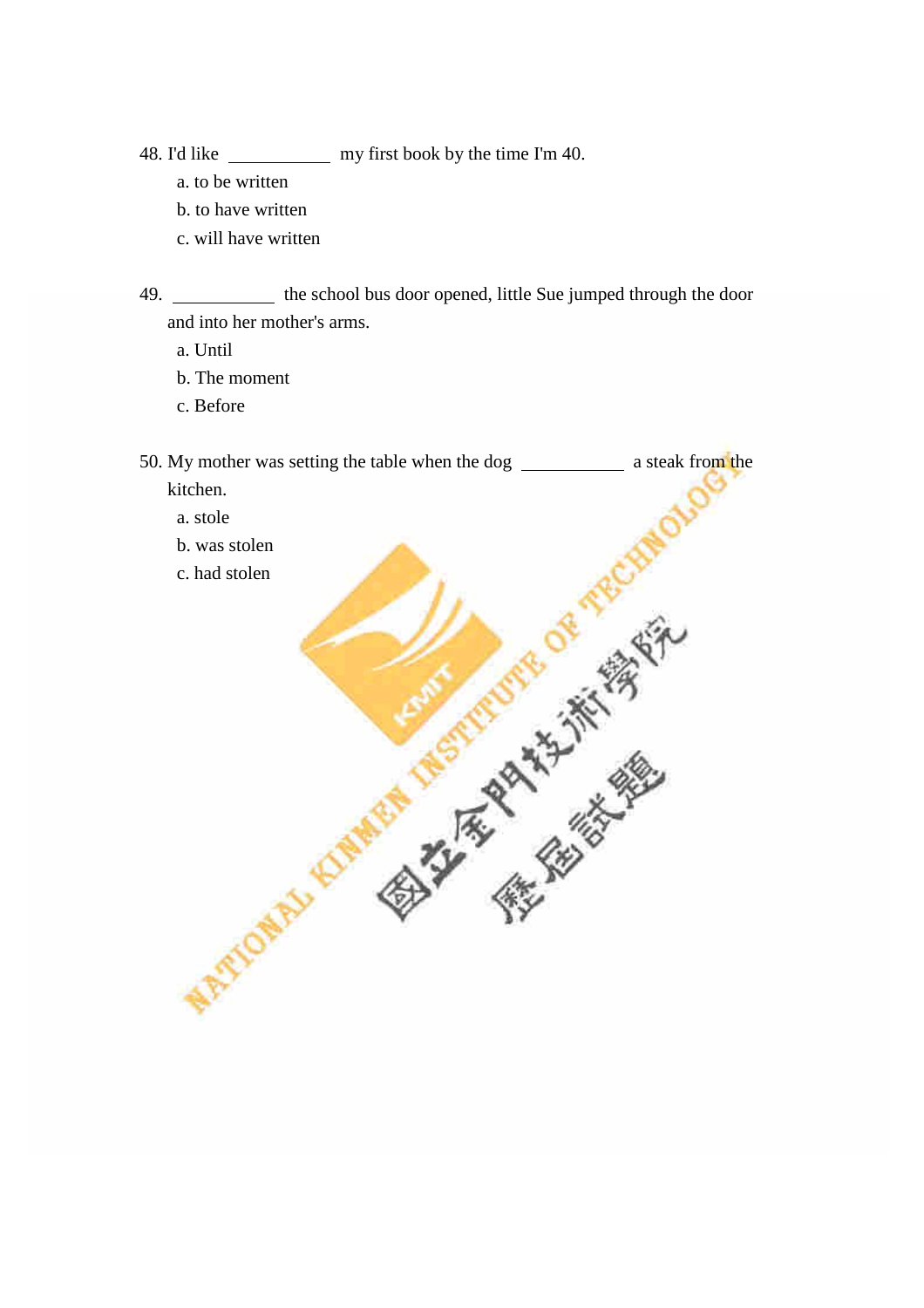48. I'd like ___________ my first book by the time I'm 40.

a. to be written

b. to have written

c. will have written

49. ___________ the school bus door opened, little Sue jumped through the door and into her mother's arms.

a. Until

b. The moment

c. Before

50. My mother was setting the table when the dog ___________ a steak from the kitchen.

a. stole

b. was stolen

c. had stolen